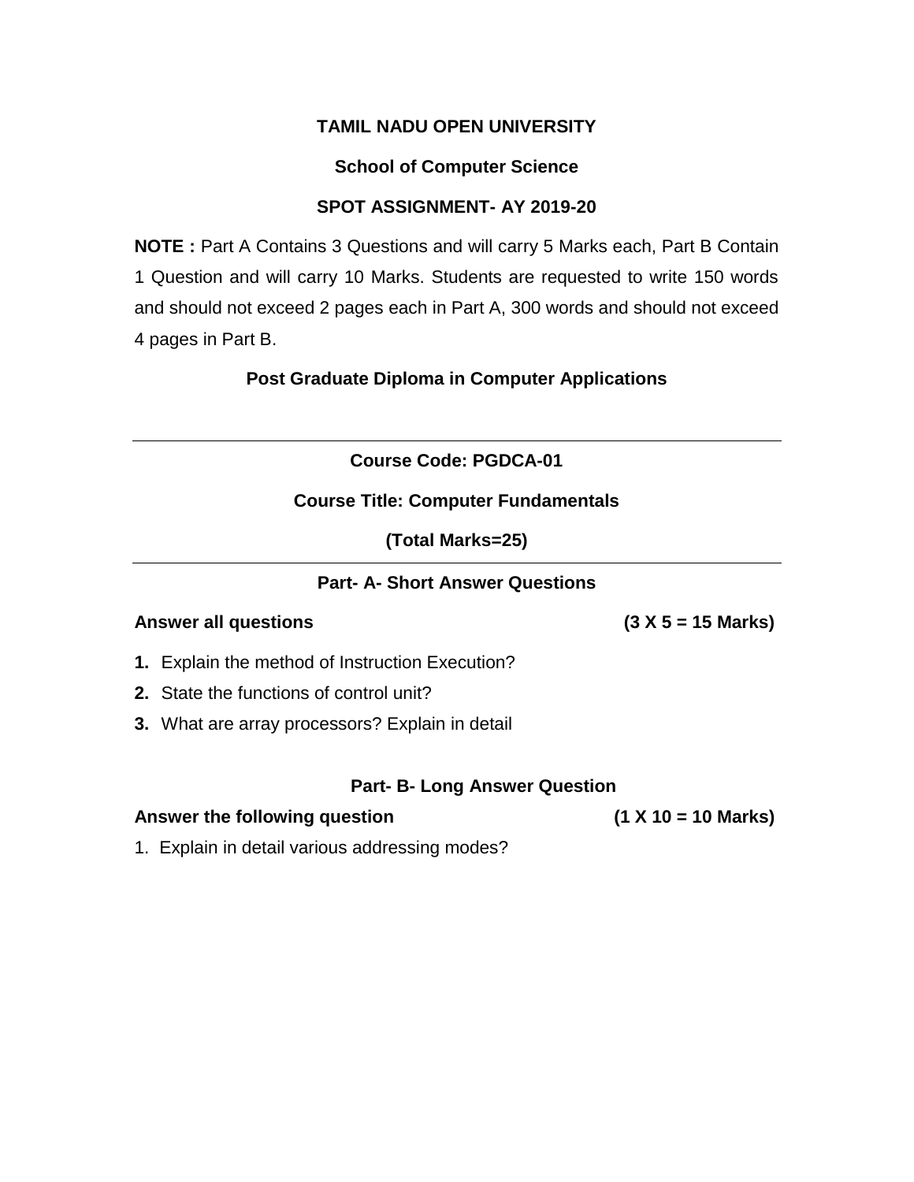# TAMIL NADU OPEN UNIVERSITY

## School of Computer Science

## SPOT ASSIGNMENT- AY 2019-20

**NOTE :** Part A Contains 3 Questions and will carry 5 Marks each, Part B Contain 1 Question and will carry 10 Marks. Students are requested to write 150 words and should not exceed 2 pages each in Part A, 300 words and should not exceed 4 pages in Part B.

## Post Graduate Diploma in Computer Applications

---

**Course Code: PGDCA-01**

**Course Title: Computer Fundamentals**

**(Total Marks=25)**

---

### Part- A- Short Answer Questions

**Answer all questions** **(3 X 5 = 15 Marks)**

1. Explain the method of Instruction Execution?
2. State the functions of control unit?
3. What are array processors? Explain in detail

### Part- B- Long Answer Question

**Answer the following question** **(1 X 10 = 10 Marks)**

1. Explain in detail various addressing modes?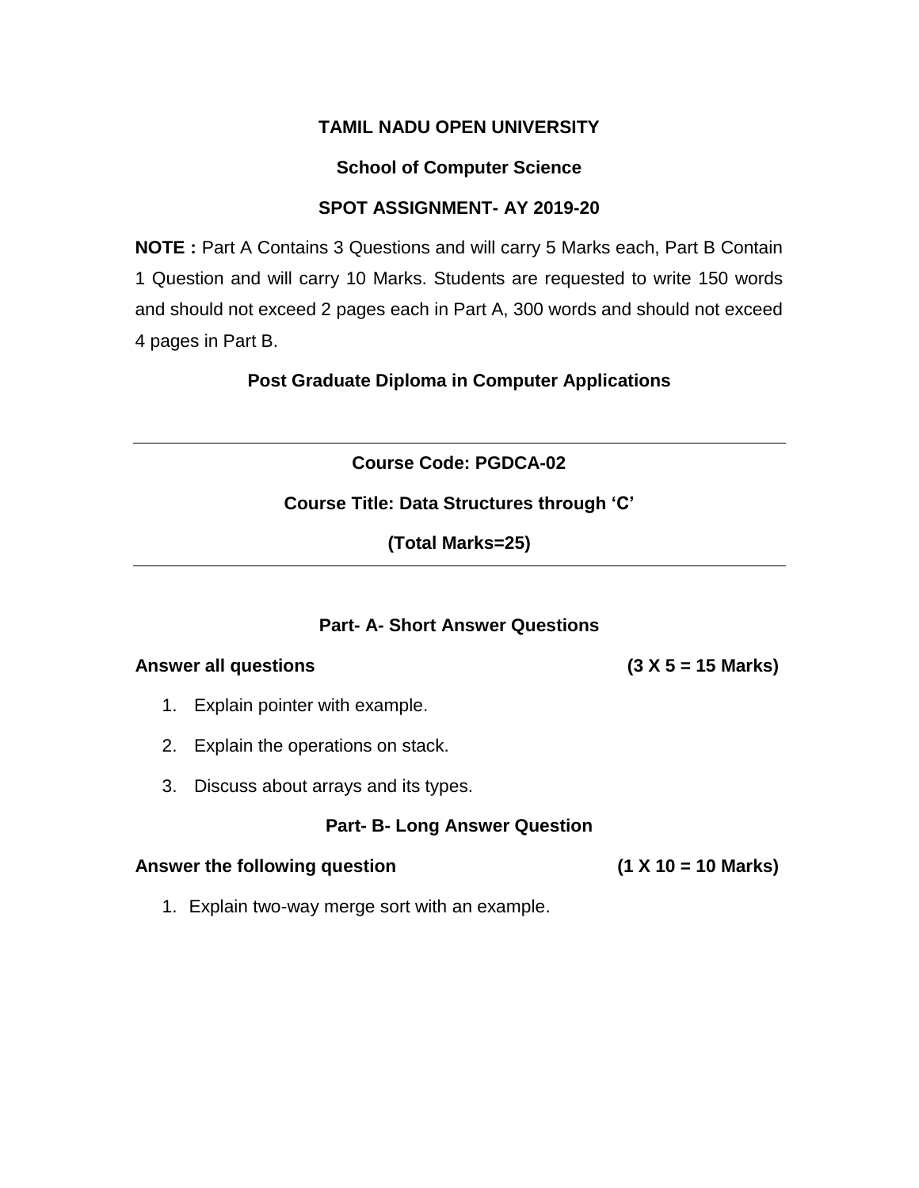**TAMIL NADU OPEN UNIVERSITY**

**School of Computer Science**

**SPOT ASSIGNMENT- AY 2019-20**

**NOTE :** Part A Contains 3 Questions and will carry 5 Marks each, Part B Contain 1 Question and will carry 10 Marks. Students are requested to write 150 words and should not exceed 2 pages each in Part A, 300 words and should not exceed 4 pages in Part B.

**Post Graduate Diploma in Computer Applications**

---

**Course Code: PGDCA-02**

**Course Title: Data Structures through 'C'**

**(Total Marks=25)**

---

**Part- A- Short Answer Questions**

**Answer all questions** **(3 X 5 = 15 Marks)**

1. Explain pointer with example.
2. Explain the operations on stack.
3. Discuss about arrays and its types.

**Part- B- Long Answer Question**

**Answer the following question** **(1 X 10 = 10 Marks)**

1. Explain two-way merge sort with an example.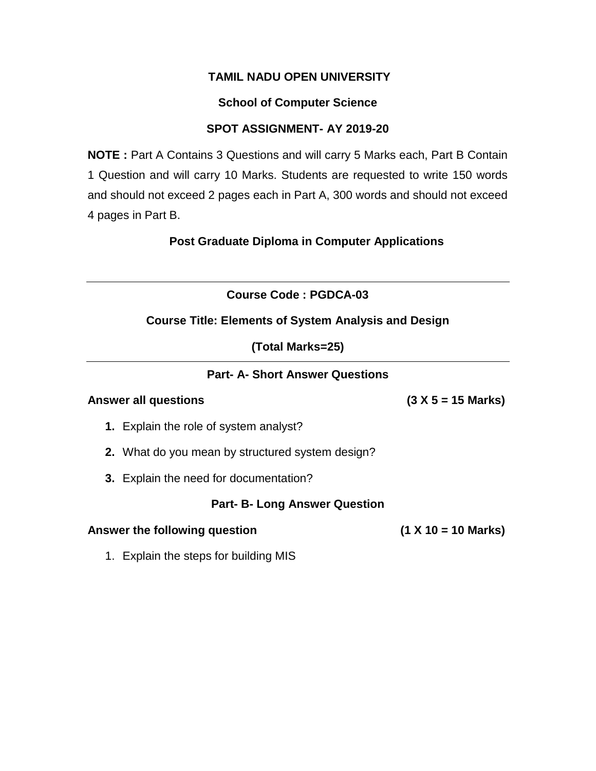**TAMIL NADU OPEN UNIVERSITY**

**School of Computer Science**

**SPOT ASSIGNMENT- AY 2019-20**

**NOTE :** Part A Contains 3 Questions and will carry 5 Marks each, Part B Contain 1 Question and will carry 10 Marks. Students are requested to write 150 words and should not exceed 2 pages each in Part A, 300 words and should not exceed 4 pages in Part B.

**Post Graduate Diploma in Computer Applications**

---

**Course Code : PGDCA-03**

**Course Title: Elements of System Analysis and Design**

**(Total Marks=25)**

---

**Part- A- Short Answer Questions**

**Answer all questions** **(3 X 5 = 15 Marks)**

1. Explain the role of system analyst?
2. What do you mean by structured system design?
3. Explain the need for documentation?

**Part- B- Long Answer Question**

**Answer the following question** **(1 X 10 = 10 Marks)**

1. Explain the steps for building MIS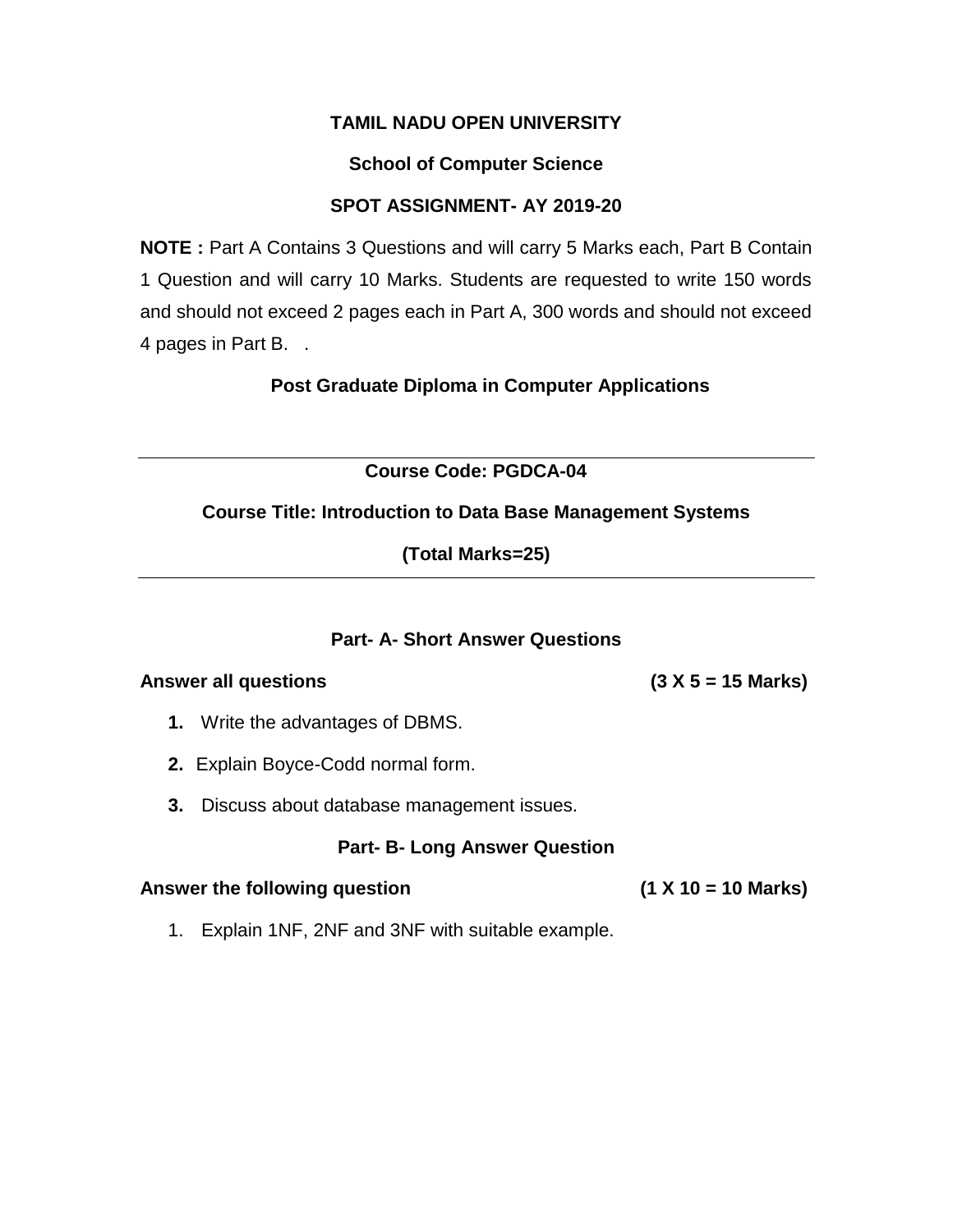**TAMIL NADU OPEN UNIVERSITY**

**School of Computer Science**

**SPOT ASSIGNMENT- AY 2019-20**

**NOTE :** Part A Contains 3 Questions and will carry 5 Marks each, Part B Contain 1 Question and will carry 10 Marks. Students are requested to write 150 words and should not exceed 2 pages each in Part A, 300 words and should not exceed 4 pages in Part B.   .

**Post Graduate Diploma in Computer Applications**

---

**Course Code: PGDCA-04**

**Course Title: Introduction to Data Base Management Systems**

**(Total Marks=25)**

---

**Part- A- Short Answer Questions**

**Answer all questions** **(3 X 5 = 15 Marks)**

1. Write the advantages of DBMS.
2. Explain Boyce-Codd normal form.
3. Discuss about database management issues.

**Part- B- Long Answer Question**

**Answer the following question** **(1 X 10 = 10 Marks)**

1. Explain 1NF, 2NF and 3NF with suitable example.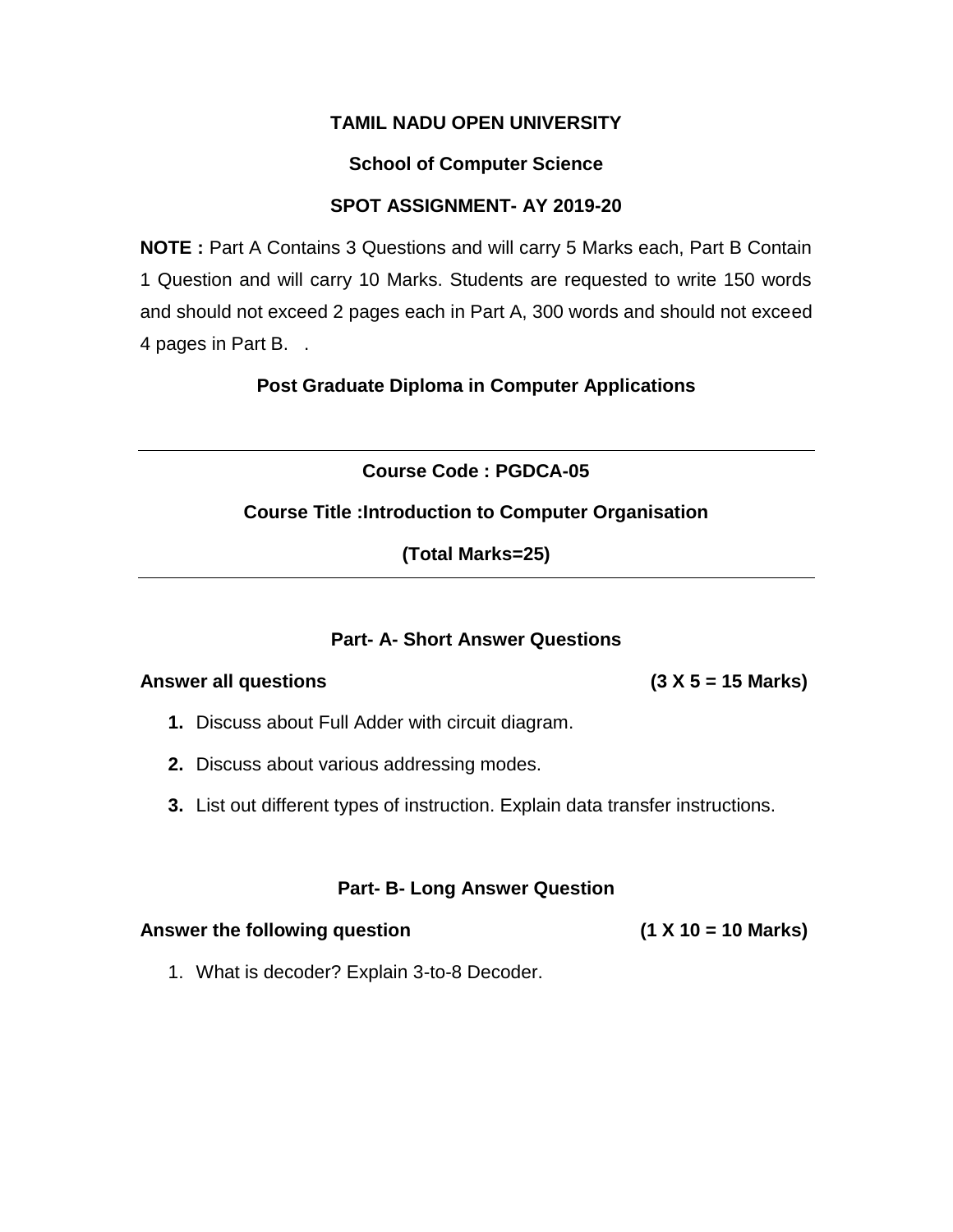# TAMIL NADU OPEN UNIVERSITY

## School of Computer Science

## SPOT ASSIGNMENT- AY 2019-20

**NOTE :** Part A Contains 3 Questions and will carry 5 Marks each, Part B Contain 1 Question and will carry 10 Marks. Students are requested to write 150 words and should not exceed 2 pages each in Part A, 300 words and should not exceed 4 pages in Part B. .

## Post Graduate Diploma in Computer Applications

---

**Course Code : PGDCA-05**

**Course Title :Introduction to Computer Organisation**

**(Total Marks=25)**

---

### Part- A- Short Answer Questions

**Answer all questions** **(3 X 5 = 15 Marks)**

1. Discuss about Full Adder with circuit diagram.
2. Discuss about various addressing modes.
3. List out different types of instruction. Explain data transfer instructions.

### Part- B- Long Answer Question

**Answer the following question** **(1 X 10 = 10 Marks)**

1. What is decoder? Explain 3-to-8 Decoder.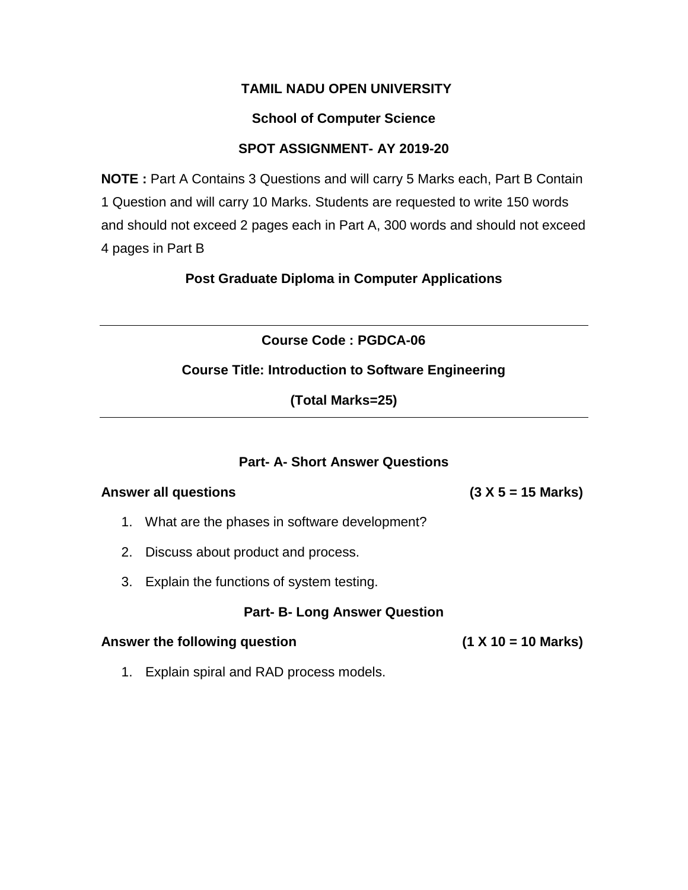**TAMIL NADU OPEN UNIVERSITY**

**School of Computer Science**

**SPOT ASSIGNMENT- AY 2019-20**

**NOTE :** Part A Contains 3 Questions and will carry 5 Marks each, Part B Contain 1 Question and will carry 10 Marks. Students are requested to write 150 words and should not exceed 2 pages each in Part A, 300 words and should not exceed 4 pages in Part B

**Post Graduate Diploma in Computer Applications**

---

**Course Code : PGDCA-06**

**Course Title: Introduction to Software Engineering**

**(Total Marks=25)**

---

**Part- A- Short Answer Questions**

**Answer all questions** **(3 X 5 = 15 Marks)**

1. What are the phases in software development?
2. Discuss about product and process.
3. Explain the functions of system testing.

**Part- B- Long Answer Question**

**Answer the following question** **(1 X 10 = 10 Marks)**

1. Explain spiral and RAD process models.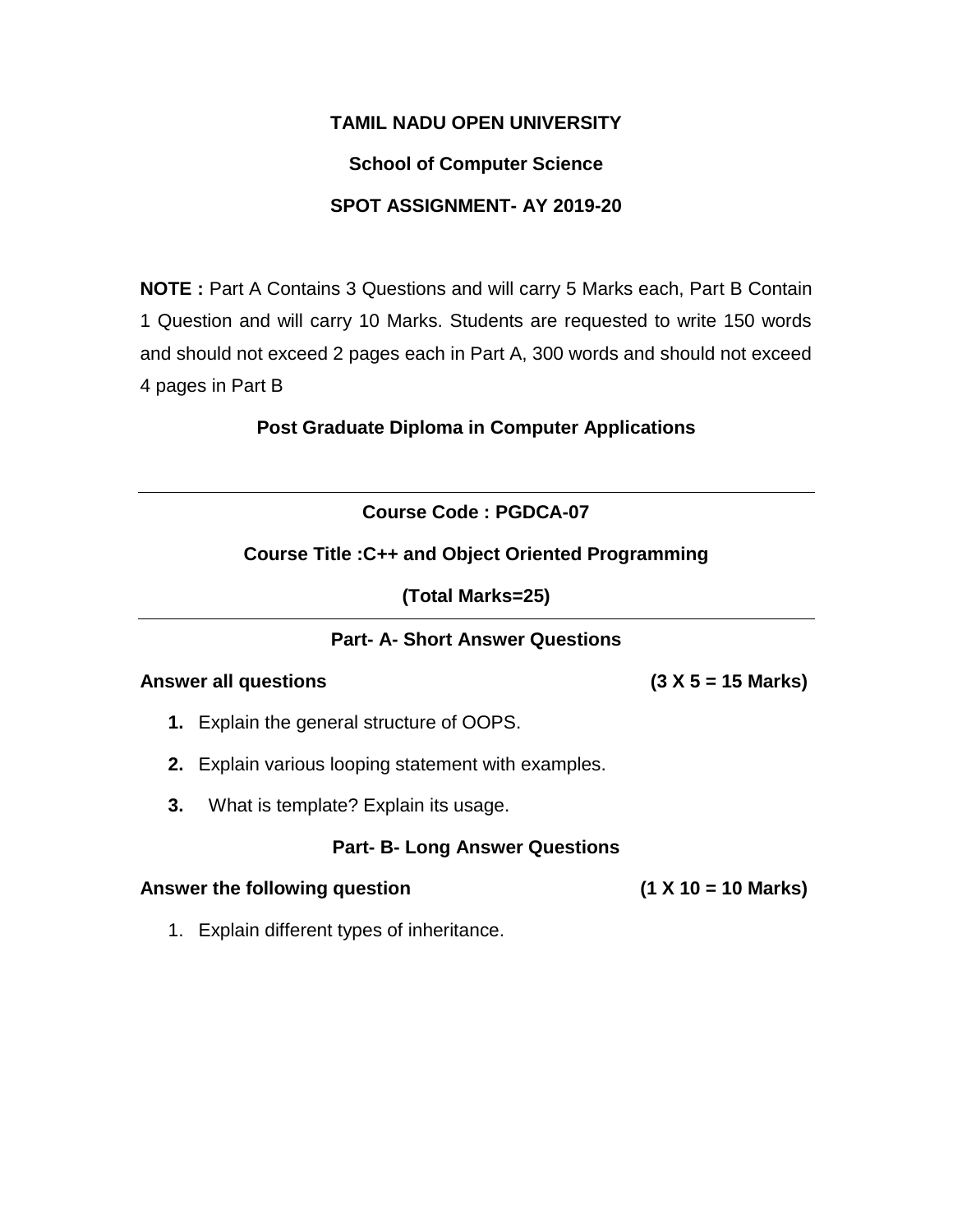**TAMIL NADU OPEN UNIVERSITY**

**School of Computer Science**

**SPOT ASSIGNMENT- AY 2019-20**

**NOTE :** Part A Contains 3 Questions and will carry 5 Marks each, Part B Contain 1 Question and will carry 10 Marks. Students are requested to write 150 words and should not exceed 2 pages each in Part A, 300 words and should not exceed 4 pages in Part B

**Post Graduate Diploma in Computer Applications**

---

**Course Code : PGDCA-07**

**Course Title :C++ and Object Oriented Programming**

**(Total Marks=25)**

---

**Part- A- Short Answer Questions**

**Answer all questions** **(3 X 5 = 15 Marks)**

1. Explain the general structure of OOPS.
2. Explain various looping statement with examples.
3. What is template? Explain its usage.

**Part- B- Long Answer Questions**

**Answer the following question** **(1 X 10 = 10 Marks)**

1. Explain different types of inheritance.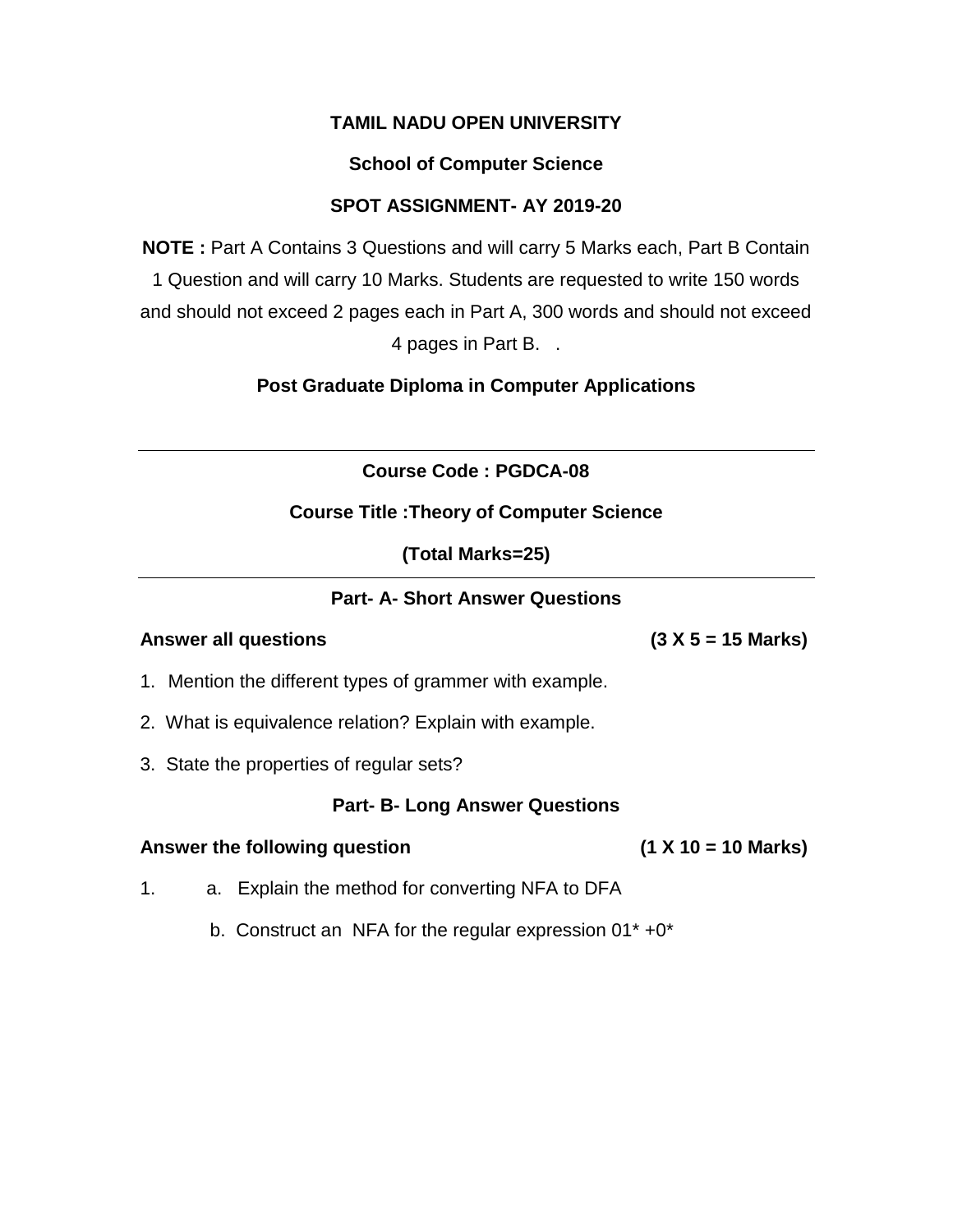**TAMIL NADU OPEN UNIVERSITY**

**School of Computer Science**

**SPOT ASSIGNMENT- AY 2019-20**

**NOTE :** Part A Contains 3 Questions and will carry 5 Marks each, Part B Contain 1 Question and will carry 10 Marks. Students are requested to write 150 words and should not exceed 2 pages each in Part A, 300 words and should not exceed 4 pages in Part B. .

**Post Graduate Diploma in Computer Applications**

---

**Course Code : PGDCA-08**

**Course Title :Theory of Computer Science**

**(Total Marks=25)**

---

**Part- A- Short Answer Questions**

**Answer all questions** **(3 X 5 = 15 Marks)**

1. Mention the different types of grammer with example.
2. What is equivalence relation? Explain with example.
3. State the properties of regular sets?

**Part- B- Long Answer Questions**

**Answer the following question** **(1 X 10 = 10 Marks)**

1. a. Explain the method for converting NFA to DFA

   b. Construct an NFA for the regular expression 01* +0*